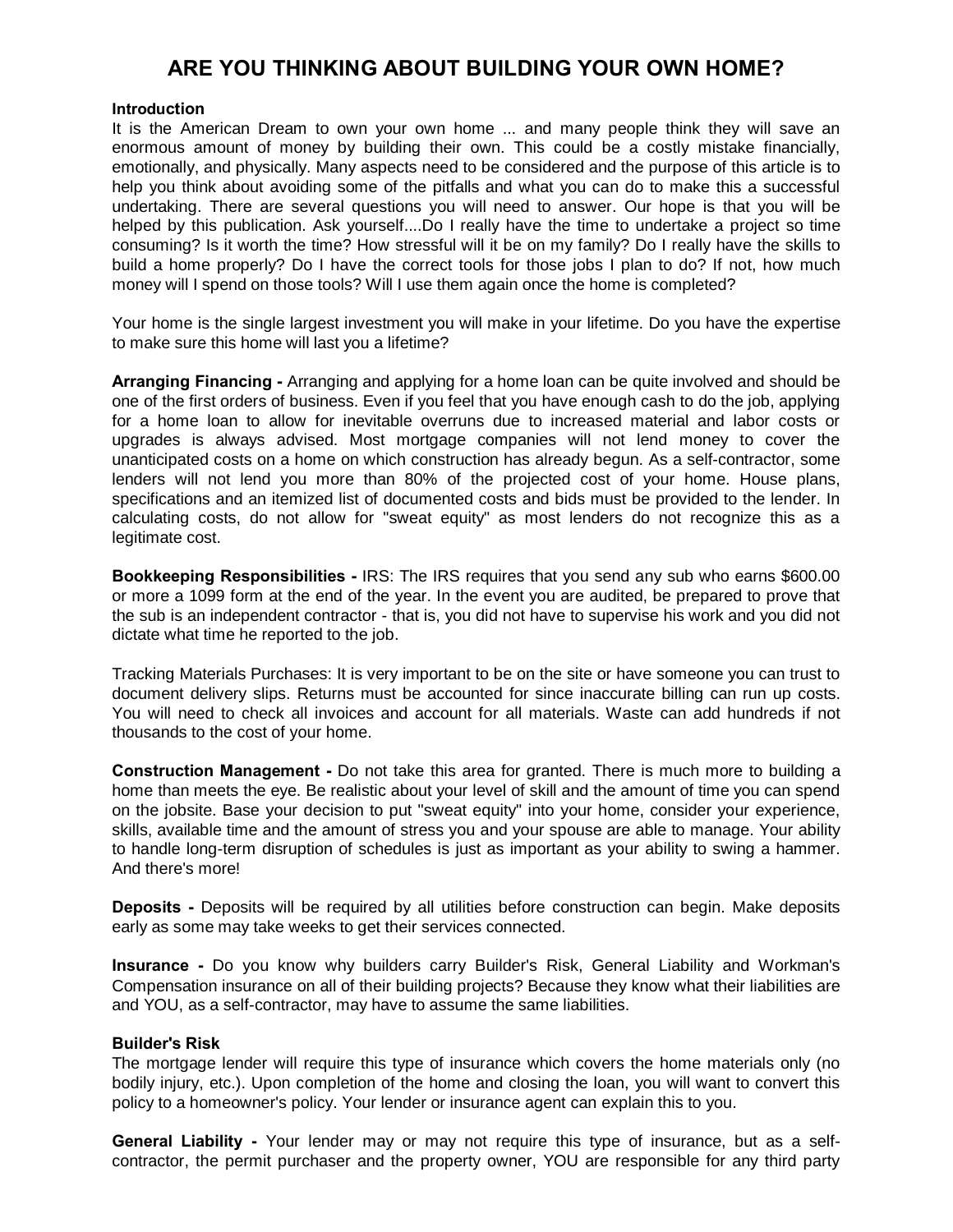# ARE YOU THINKING ABOUT BUILDING YOUR OWN HOME?

**Introduction**

It is the American Dream to own your own home ... and many people think they will save an enormous amount of money by building their own. This could be a costly mistake financially, emotionally, and physically. Many aspects need to be considered and the purpose of this article is to help you think about avoiding some of the pitfalls and what you can do to make this a successful undertaking. There are several questions you will need to answer. Our hope is that you will be helped by this publication. Ask yourself....Do I really have the time to undertake a project so time consuming? Is it worth the time? How stressful will it be on my family? Do I really have the skills to build a home properly? Do I have the correct tools for those jobs I plan to do? If not, how much money will I spend on those tools? Will I use them again once the home is completed?

Your home is the single largest investment you will make in your lifetime. Do you have the expertise to make sure this home will last you a lifetime?

**Arranging Financing -** Arranging and applying for a home loan can be quite involved and should be one of the first orders of business. Even if you feel that you have enough cash to do the job, applying for a home loan to allow for inevitable overruns due to increased material and labor costs or upgrades is always advised. Most mortgage companies will not lend money to cover the unanticipated costs on a home on which construction has already begun. As a self-contractor, some lenders will not lend you more than 80% of the projected cost of your home. House plans, specifications and an itemized list of documented costs and bids must be provided to the lender. In calculating costs, do not allow for "sweat equity" as most lenders do not recognize this as a legitimate cost.

**Bookkeeping Responsibilities -** IRS: The IRS requires that you send any sub who earns $600.00 or more a 1099 form at the end of the year. In the event you are audited, be prepared to prove that the sub is an independent contractor - that is, you did not have to supervise his work and you did not dictate what time he reported to the job.

Tracking Materials Purchases: It is very important to be on the site or have someone you can trust to document delivery slips. Returns must be accounted for since inaccurate billing can run up costs. You will need to check all invoices and account for all materials. Waste can add hundreds if not thousands to the cost of your home.

**Construction Management -** Do not take this area for granted. There is much more to building a home than meets the eye. Be realistic about your level of skill and the amount of time you can spend on the jobsite. Base your decision to put "sweat equity" into your home, consider your experience, skills, available time and the amount of stress you and your spouse are able to manage. Your ability to handle long-term disruption of schedules is just as important as your ability to swing a hammer. And there's more!

**Deposits -** Deposits will be required by all utilities before construction can begin. Make deposits early as some may take weeks to get their services connected.

**Insurance -** Do you know why builders carry Builder's Risk, General Liability and Workman's Compensation insurance on all of their building projects? Because they know what their liabilities are and YOU, as a self-contractor, may have to assume the same liabilities.

**Builder's Risk**

The mortgage lender will require this type of insurance which covers the home materials only (no bodily injury, etc.). Upon completion of the home and closing the loan, you will want to convert this policy to a homeowner's policy. Your lender or insurance agent can explain this to you.

**General Liability -** Your lender may or may not require this type of insurance, but as a self-contractor, the permit purchaser and the property owner, YOU are responsible for any third party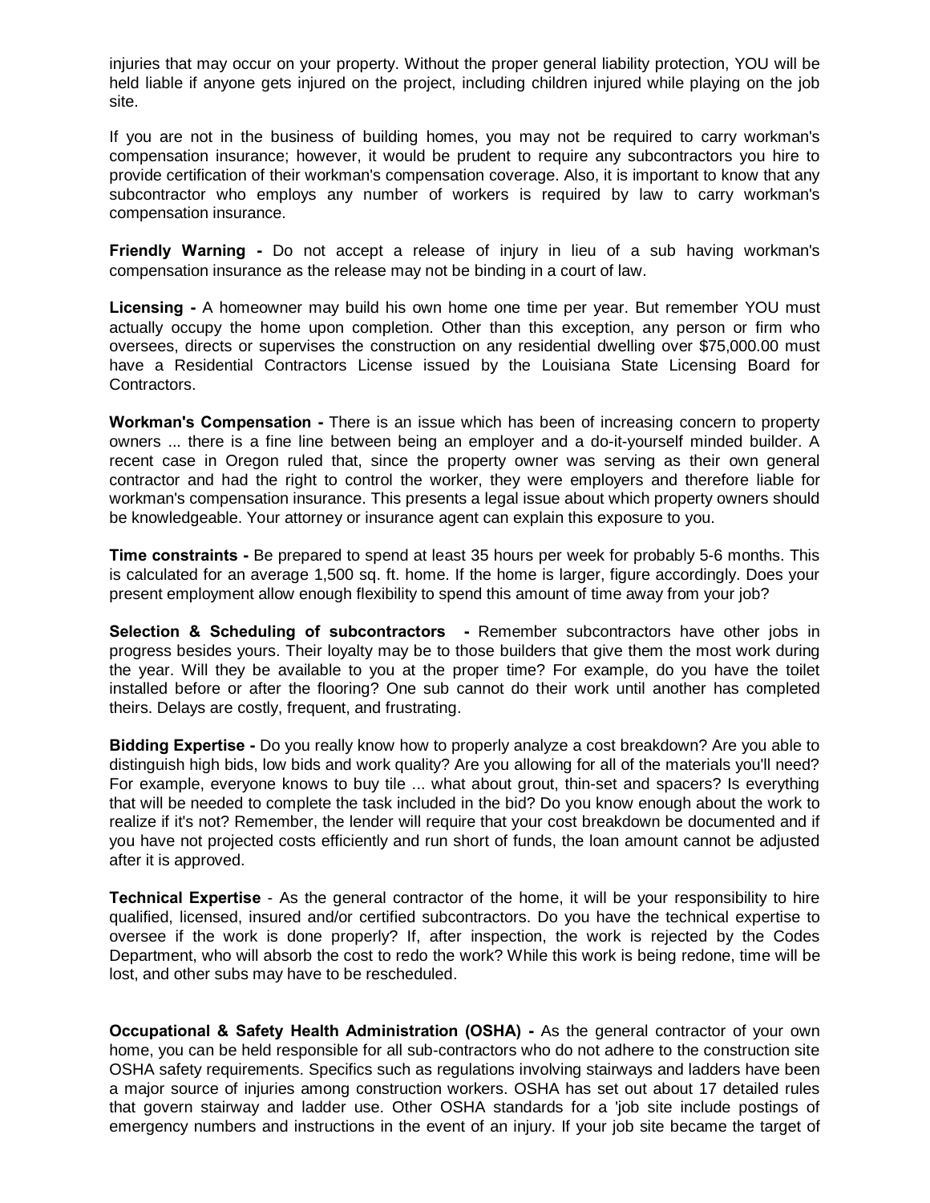injuries that may occur on your property. Without the proper general liability protection, YOU will be held liable if anyone gets injured on the project, including children injured while playing on the job site.

If you are not in the business of building homes, you may not be required to carry workman's compensation insurance; however, it would be prudent to require any subcontractors you hire to provide certification of their workman's compensation coverage. Also, it is important to know that any subcontractor who employs any number of workers is required by law to carry workman's compensation insurance.

**Friendly Warning -** Do not accept a release of injury in lieu of a sub having workman's compensation insurance as the release may not be binding in a court of law.

**Licensing -** A homeowner may build his own home one time per year. But remember YOU must actually occupy the home upon completion. Other than this exception, any person or firm who oversees, directs or supervises the construction on any residential dwelling over $75,000.00 must have a Residential Contractors License issued by the Louisiana State Licensing Board for Contractors.

**Workman's Compensation -** There is an issue which has been of increasing concern to property owners ... there is a fine line between being an employer and a do-it-yourself minded builder. A recent case in Oregon ruled that, since the property owner was serving as their own general contractor and had the right to control the worker, they were employers and therefore liable for workman's compensation insurance. This presents a legal issue about which property owners should be knowledgeable. Your attorney or insurance agent can explain this exposure to you.

**Time constraints -** Be prepared to spend at least 35 hours per week for probably 5-6 months. This is calculated for an average 1,500 sq. ft. home. If the home is larger, figure accordingly. Does your present employment allow enough flexibility to spend this amount of time away from your job?

**Selection & Scheduling of subcontractors -** Remember subcontractors have other jobs in progress besides yours. Their loyalty may be to those builders that give them the most work during the year. Will they be available to you at the proper time? For example, do you have the toilet installed before or after the flooring? One sub cannot do their work until another has completed theirs. Delays are costly, frequent, and frustrating.

**Bidding Expertise -** Do you really know how to properly analyze a cost breakdown? Are you able to distinguish high bids, low bids and work quality? Are you allowing for all of the materials you'll need? For example, everyone knows to buy tile ... what about grout, thin-set and spacers? Is everything that will be needed to complete the task included in the bid? Do you know enough about the work to realize if it's not? Remember, the lender will require that your cost breakdown be documented and if you have not projected costs efficiently and run short of funds, the loan amount cannot be adjusted after it is approved.

**Technical Expertise** - As the general contractor of the home, it will be your responsibility to hire qualified, licensed, insured and/or certified subcontractors. Do you have the technical expertise to oversee if the work is done properly? If, after inspection, the work is rejected by the Codes Department, who will absorb the cost to redo the work? While this work is being redone, time will be lost, and other subs may have to be rescheduled.

**Occupational & Safety Health Administration (OSHA) -** As the general contractor of your own home, you can be held responsible for all sub-contractors who do not adhere to the construction site OSHA safety requirements. Specifics such as regulations involving stairways and ladders have been a major source of injuries among construction workers. OSHA has set out about 17 detailed rules that govern stairway and ladder use. Other OSHA standards for a 'job site include postings of emergency numbers and instructions in the event of an injury. If your job site became the target of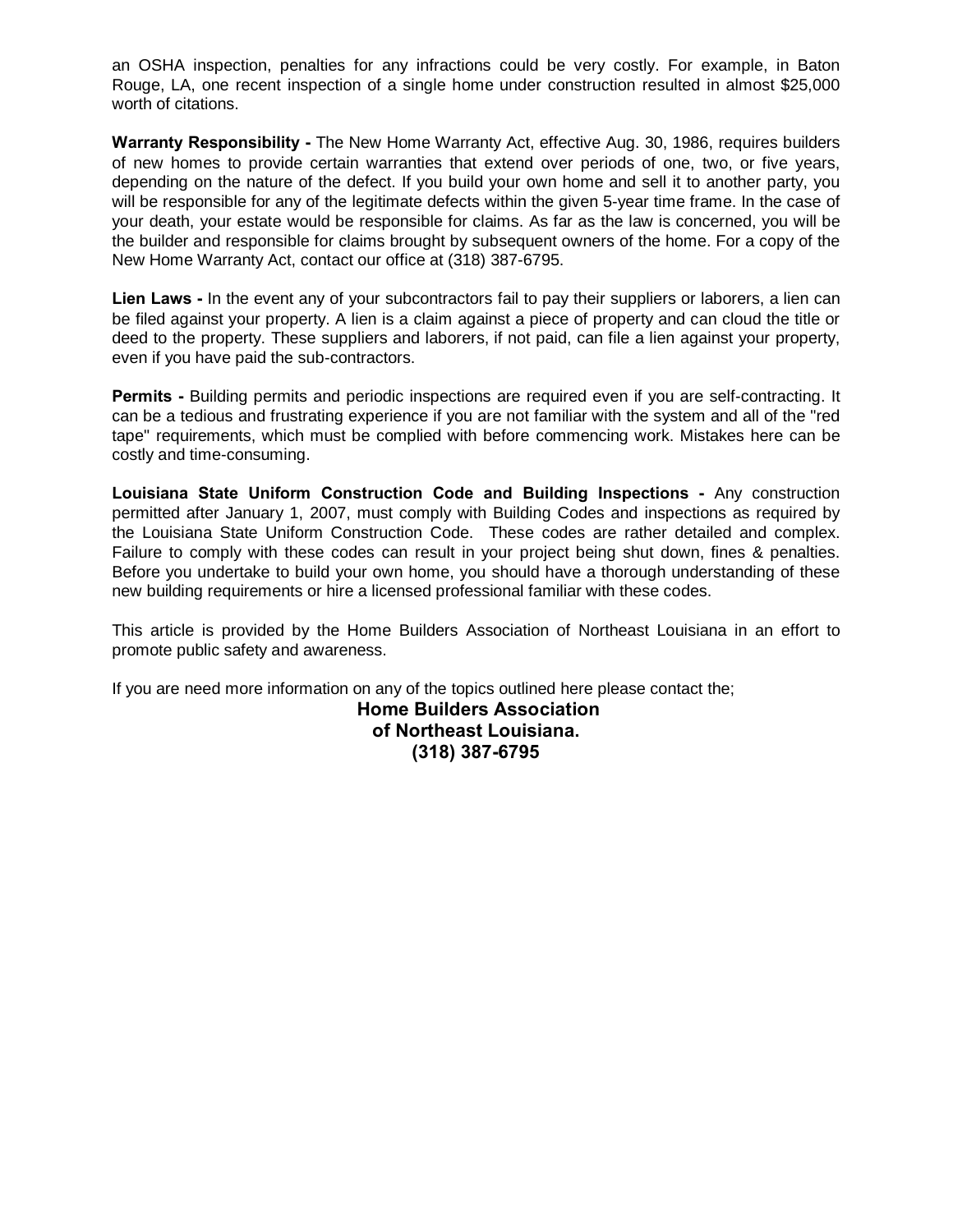an OSHA inspection, penalties for any infractions could be very costly. For example, in Baton Rouge, LA, one recent inspection of a single home under construction resulted in almost $25,000 worth of citations.

**Warranty Responsibility -** The New Home Warranty Act, effective Aug. 30, 1986, requires builders of new homes to provide certain warranties that extend over periods of one, two, or five years, depending on the nature of the defect. If you build your own home and sell it to another party, you will be responsible for any of the legitimate defects within the given 5-year time frame. In the case of your death, your estate would be responsible for claims. As far as the law is concerned, you will be the builder and responsible for claims brought by subsequent owners of the home. For a copy of the New Home Warranty Act, contact our office at (318) 387-6795.

**Lien Laws -** In the event any of your subcontractors fail to pay their suppliers or laborers, a lien can be filed against your property. A lien is a claim against a piece of property and can cloud the title or deed to the property. These suppliers and laborers, if not paid, can file a lien against your property, even if you have paid the sub-contractors.

**Permits -** Building permits and periodic inspections are required even if you are self-contracting. It can be a tedious and frustrating experience if you are not familiar with the system and all of the "red tape" requirements, which must be complied with before commencing work. Mistakes here can be costly and time-consuming.

**Louisiana State Uniform Construction Code and Building Inspections -** Any construction permitted after January 1, 2007, must comply with Building Codes and inspections as required by the Louisiana State Uniform Construction Code. These codes are rather detailed and complex. Failure to comply with these codes can result in your project being shut down, fines & penalties. Before you undertake to build your own home, you should have a thorough understanding of these new building requirements or hire a licensed professional familiar with these codes.

This article is provided by the Home Builders Association of Northeast Louisiana in an effort to promote public safety and awareness.

If you are need more information on any of the topics outlined here please contact the;

**Home Builders Association**
**of Northeast Louisiana.**
**(318) 387-6795**